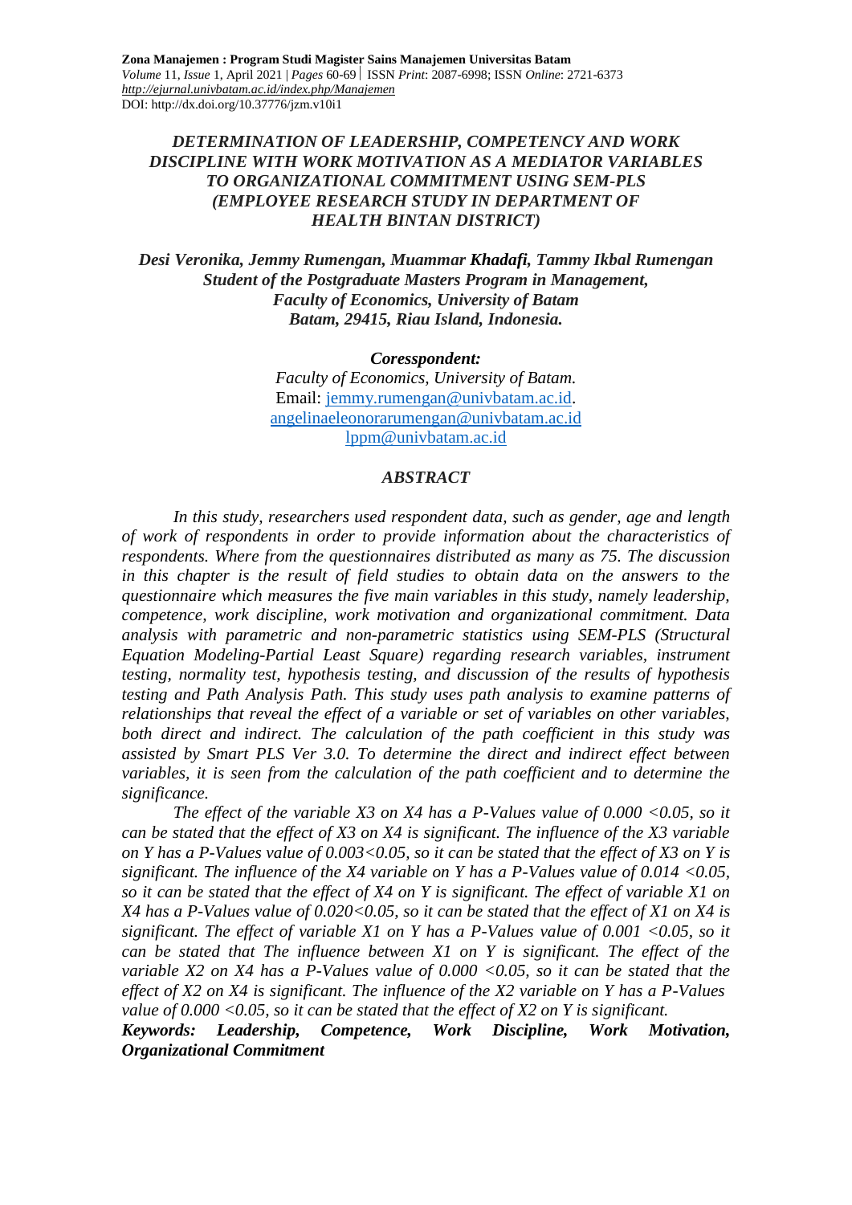# *DETERMINATION OF LEADERSHIP, COMPETENCY AND WORK DISCIPLINE WITH WORK MOTIVATION AS A MEDIATOR VARIABLES TO ORGANIZATIONAL COMMITMENT USING SEM-PLS (EMPLOYEE RESEARCH STUDY IN DEPARTMENT OF HEALTH BINTAN DISTRICT)*

***Desi Veronika, Jemmy Rumengan, Muammar Khadafi, Tammy Ikbal Rumengan***
***Student of the Postgraduate Masters Program in Management,***
***Faculty of Economics, University of Batam***
***Batam, 29415, Riau Island, Indonesia.***

***Coresspondent:***
*Faculty of Economics, University of Batam.*
Email: jemmy.rumengan@univbatam.ac.id.
angelinaeleonorarumengan@univbatam.ac.id
lppm@univbatam.ac.id

## *ABSTRACT*

*In this study, researchers used respondent data, such as gender, age and length of work of respondents in order to provide information about the characteristics of respondents. Where from the questionnaires distributed as many as 75. The discussion in this chapter is the result of field studies to obtain data on the answers to the questionnaire which measures the five main variables in this study, namely leadership, competence, work discipline, work motivation and organizational commitment. Data analysis with parametric and non-parametric statistics using SEM-PLS (Structural Equation Modeling-Partial Least Square) regarding research variables, instrument testing, normality test, hypothesis testing, and discussion of the results of hypothesis testing and Path Analysis Path. This study uses path analysis to examine patterns of relationships that reveal the effect of a variable or set of variables on other variables, both direct and indirect. The calculation of the path coefficient in this study was assisted by Smart PLS Ver 3.0. To determine the direct and indirect effect between variables, it is seen from the calculation of the path coefficient and to determine the significance.*

*The effect of the variable X3 on X4 has a P-Values value of 0.000 <0.05, so it can be stated that the effect of X3 on X4 is significant. The influence of the X3 variable on Y has a P-Values value of 0.003<0.05, so it can be stated that the effect of X3 on Y is significant. The influence of the X4 variable on Y has a P-Values value of 0.014 <0.05, so it can be stated that the effect of X4 on Y is significant. The effect of variable X1 on X4 has a P-Values value of 0.020<0.05, so it can be stated that the effect of X1 on X4 is significant. The effect of variable X1 on Y has a P-Values value of 0.001 <0.05, so it can be stated that The influence between X1 on Y is significant. The effect of the variable X2 on X4 has a P-Values value of 0.000 <0.05, so it can be stated that the effect of X2 on X4 is significant. The influence of the X2 variable on Y has a P-Values value of 0.000 <0.05, so it can be stated that the effect of X2 on Y is significant.*

***Keywords: Leadership, Competence, Work Discipline, Work Motivation, Organizational Commitment***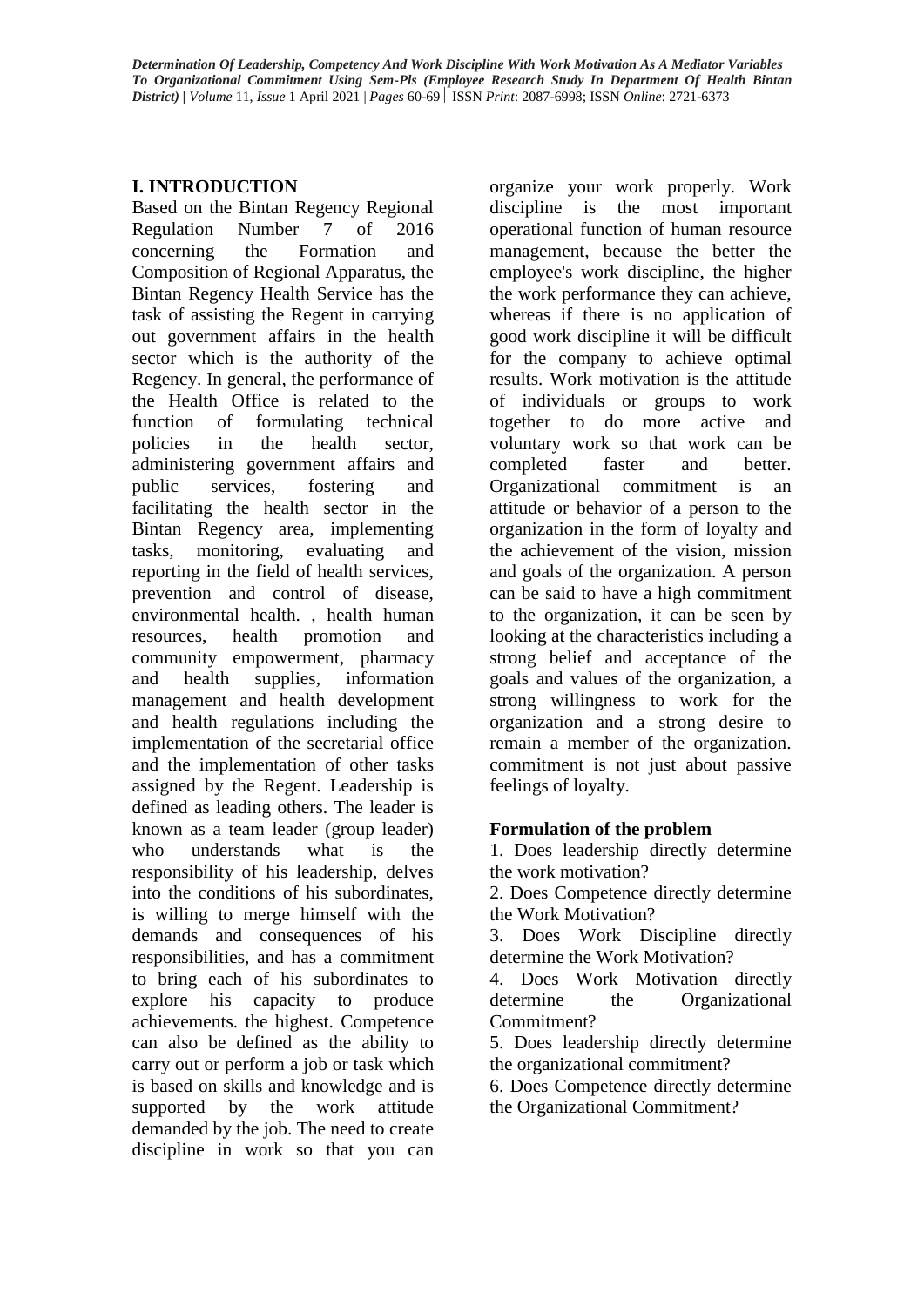# I. INTRODUCTION

Based on the Bintan Regency Regional Regulation Number 7 of 2016 concerning the Formation and Composition of Regional Apparatus, the Bintan Regency Health Service has the task of assisting the Regent in carrying out government affairs in the health sector which is the authority of the Regency. In general, the performance of the Health Office is related to the function of formulating technical policies in the health sector, administering government affairs and public services, fostering and facilitating the health sector in the Bintan Regency area, implementing tasks, monitoring, evaluating and reporting in the field of health services, prevention and control of disease, environmental health. , health human resources, health promotion and community empowerment, pharmacy and health supplies, information management and health development and health regulations including the implementation of the secretarial office and the implementation of other tasks assigned by the Regent. Leadership is defined as leading others. The leader is known as a team leader (group leader) who understands what is the responsibility of his leadership, delves into the conditions of his subordinates, is willing to merge himself with the demands and consequences of his responsibilities, and has a commitment to bring each of his subordinates to explore his capacity to produce achievements. the highest. Competence can also be defined as the ability to carry out or perform a job or task which is based on skills and knowledge and is supported by the work attitude demanded by the job. The need to create discipline in work so that you can organize your work properly. Work discipline is the most important operational function of human resource management, because the better the employee's work discipline, the higher the work performance they can achieve, whereas if there is no application of good work discipline it will be difficult for the company to achieve optimal results. Work motivation is the attitude of individuals or groups to work together to do more active and voluntary work so that work can be completed faster and better. Organizational commitment is an attitude or behavior of a person to the organization in the form of loyalty and the achievement of the vision, mission and goals of the organization. A person can be said to have a high commitment to the organization, it can be seen by looking at the characteristics including a strong belief and acceptance of the goals and values of the organization, a strong willingness to work for the organization and a strong desire to remain a member of the organization. commitment is not just about passive feelings of loyalty.

## Formulation of the problem

1. Does leadership directly determine the work motivation?
2. Does Competence directly determine the Work Motivation?
3. Does Work Discipline directly determine the Work Motivation?
4. Does Work Motivation directly determine the Organizational Commitment?
5. Does leadership directly determine the organizational commitment?
6. Does Competence directly determine the Organizational Commitment?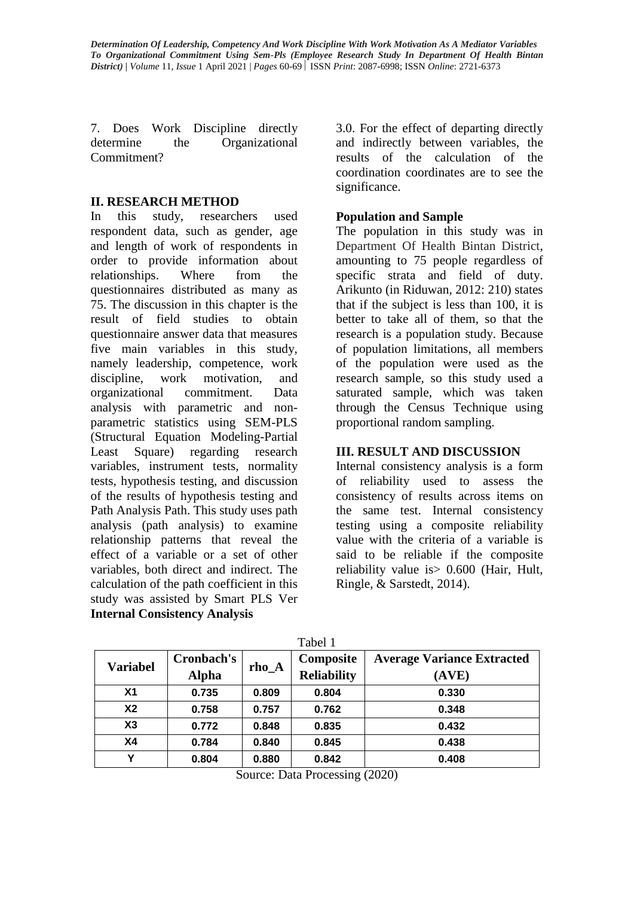7. Does Work Discipline directly determine the Organizational Commitment?

## II. RESEARCH METHOD

In this study, researchers used respondent data, such as gender, age and length of work of respondents in order to provide information about relationships. Where from the questionnaires distributed as many as 75. The discussion in this chapter is the result of field studies to obtain questionnaire answer data that measures five main variables in this study, namely leadership, competence, work discipline, work motivation, and organizational commitment. Data analysis with parametric and non-parametric statistics using SEM-PLS (Structural Equation Modeling-Partial Least Square) regarding research variables, instrument tests, normality tests, hypothesis testing, and discussion of the results of hypothesis testing and Path Analysis Path. This study uses path analysis (path analysis) to examine relationship patterns that reveal the effect of a variable or a set of other variables, both direct and indirect. The calculation of the path coefficient in this study was assisted by Smart PLS Ver 3.0. For the effect of departing directly and indirectly between variables, the results of the calculation of the coordination coordinates are to see the significance.

### Population and Sample

The population in this study was in Department Of Health Bintan District, amounting to 75 people regardless of specific strata and field of duty. Arikunto (in Riduwan, 2012: 210) states that if the subject is less than 100, it is better to take all of them, so that the research is a population study. Because of population limitations, all members of the population were used as the research sample, so this study used a saturated sample, which was taken through the Census Technique using proportional random sampling.

## III. RESULT AND DISCUSSION

### Internal Consistency Analysis

Internal consistency analysis is a form of reliability used to assess the consistency of results across items on the same test. Internal consistency testing using a composite reliability value with the criteria of a variable is said to be reliable if the composite reliability value is> 0.600 (Hair, Hult, Ringle, & Sarstedt, 2014).

Tabel 1

| Variabel | Cronbach's Alpha | rho_A | Composite Reliability | Average Variance Extracted (AVE) |
|---|---|---|---|---|
| X1 | 0.735 | 0.809 | 0.804 | 0.330 |
| X2 | 0.758 | 0.757 | 0.762 | 0.348 |
| X3 | 0.772 | 0.848 | 0.835 | 0.432 |
| X4 | 0.784 | 0.840 | 0.845 | 0.438 |
| Y | 0.804 | 0.880 | 0.842 | 0.408 |

Source: Data Processing (2020)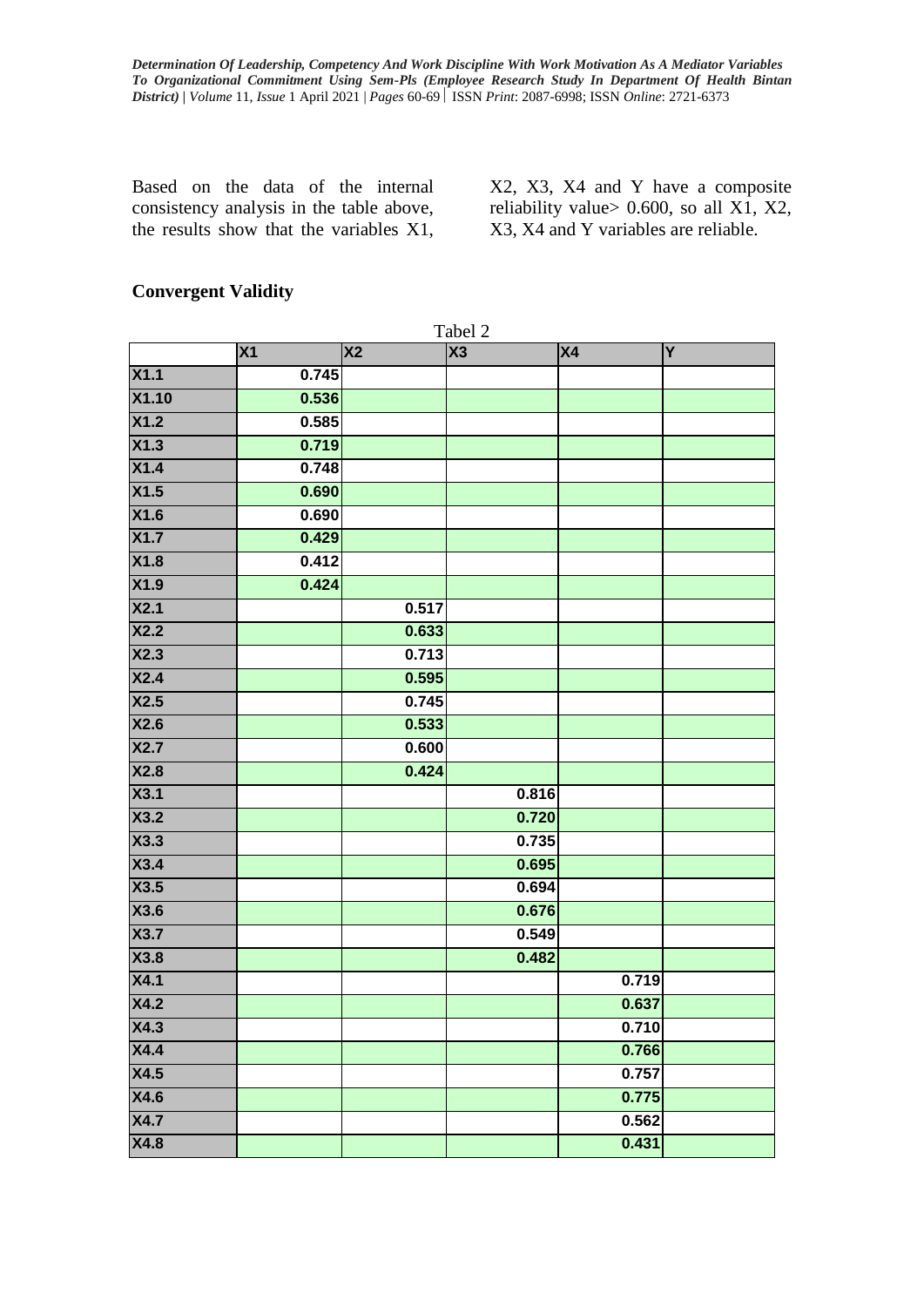Based on the data of the internal consistency analysis in the table above, the results show that the variables X1, X2, X3, X4 and Y have a composite reliability value> 0.600, so all X1, X2, X3, X4 and Y variables are reliable.

## Convergent Validity

Tabel 2

| | X1 | X2 | X3 | X4 | Y |
|---|---|---|---|---|---|
| X1.1 | 0.745 | | | | |
| X1.10 | 0.536 | | | | |
| X1.2 | 0.585 | | | | |
| X1.3 | 0.719 | | | | |
| X1.4 | 0.748 | | | | |
| X1.5 | 0.690 | | | | |
| X1.6 | 0.690 | | | | |
| X1.7 | 0.429 | | | | |
| X1.8 | 0.412 | | | | |
| X1.9 | 0.424 | | | | |
| X2.1 | | 0.517 | | | |
| X2.2 | | 0.633 | | | |
| X2.3 | | 0.713 | | | |
| X2.4 | | 0.595 | | | |
| X2.5 | | 0.745 | | | |
| X2.6 | | 0.533 | | | |
| X2.7 | | 0.600 | | | |
| X2.8 | | 0.424 | | | |
| X3.1 | | | 0.816 | | |
| X3.2 | | | 0.720 | | |
| X3.3 | | | 0.735 | | |
| X3.4 | | | 0.695 | | |
| X3.5 | | | 0.694 | | |
| X3.6 | | | 0.676 | | |
| X3.7 | | | 0.549 | | |
| X3.8 | | | 0.482 | | |
| X4.1 | | | | 0.719 | |
| X4.2 | | | | 0.637 | |
| X4.3 | | | | 0.710 | |
| X4.4 | | | | 0.766 | |
| X4.5 | | | | 0.757 | |
| X4.6 | | | | 0.775 | |
| X4.7 | | | | 0.562 | |
| X4.8 | | | | 0.431 | |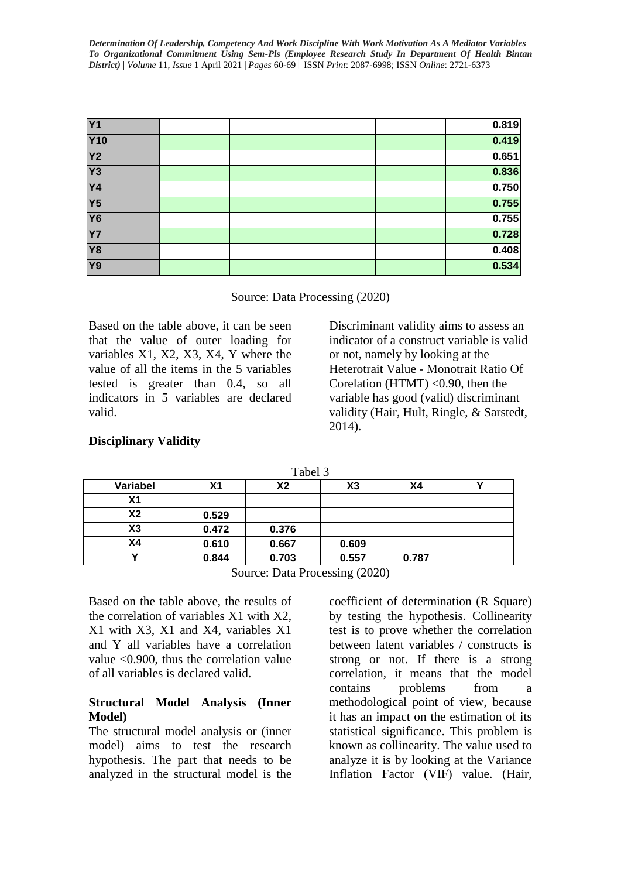| Y1 | | | | | 0.819 |
|---|---|---|---|---|---|
| Y10 | | | | | 0.419 |
| Y2 | | | | | 0.651 |
| Y3 | | | | | 0.836 |
| Y4 | | | | | 0.750 |
| Y5 | | | | | 0.755 |
| Y6 | | | | | 0.755 |
| Y7 | | | | | 0.728 |
| Y8 | | | | | 0.408 |
| Y9 | | | | | 0.534 |

Source: Data Processing (2020)

Based on the table above, it can be seen that the value of outer loading for variables X1, X2, X3, X4, Y where the value of all the items in the 5 variables tested is greater than 0.4, so all indicators in 5 variables are declared valid.

**Disciplinary Validity**

Discriminant validity aims to assess an indicator of a construct variable is valid or not, namely by looking at the Heterotrait Value - Monotrait Ratio Of Corelation (HTMT) <0.90, then the variable has good (valid) discriminant validity (Hair, Hult, Ringle, & Sarstedt, 2014).

Tabel 3

| Variabel | X1 | X2 | X3 | X4 | Y |
|---|---|---|---|---|---|
| X1 | | | | | |
| X2 | 0.529 | | | | |
| X3 | 0.472 | 0.376 | | | |
| X4 | 0.610 | 0.667 | 0.609 | | |
| Y | 0.844 | 0.703 | 0.557 | 0.787 | |

Source: Data Processing (2020)

Based on the table above, the results of the correlation of variables X1 with X2, X1 with X3, X1 and X4, variables X1 and Y all variables have a correlation value <0.900, thus the correlation value of all variables is declared valid.

**Structural Model Analysis (Inner Model)**

The structural model analysis or (inner model) aims to test the research hypothesis. The part that needs to be analyzed in the structural model is the coefficient of determination (R Square) by testing the hypothesis. Collinearity test is to prove whether the correlation between latent variables / constructs is strong or not. If there is a strong correlation, it means that the model contains problems from a methodological point of view, because it has an impact on the estimation of its statistical significance. This problem is known as collinearity. The value used to analyze it is by looking at the Variance Inflation Factor (VIF) value. (Hair,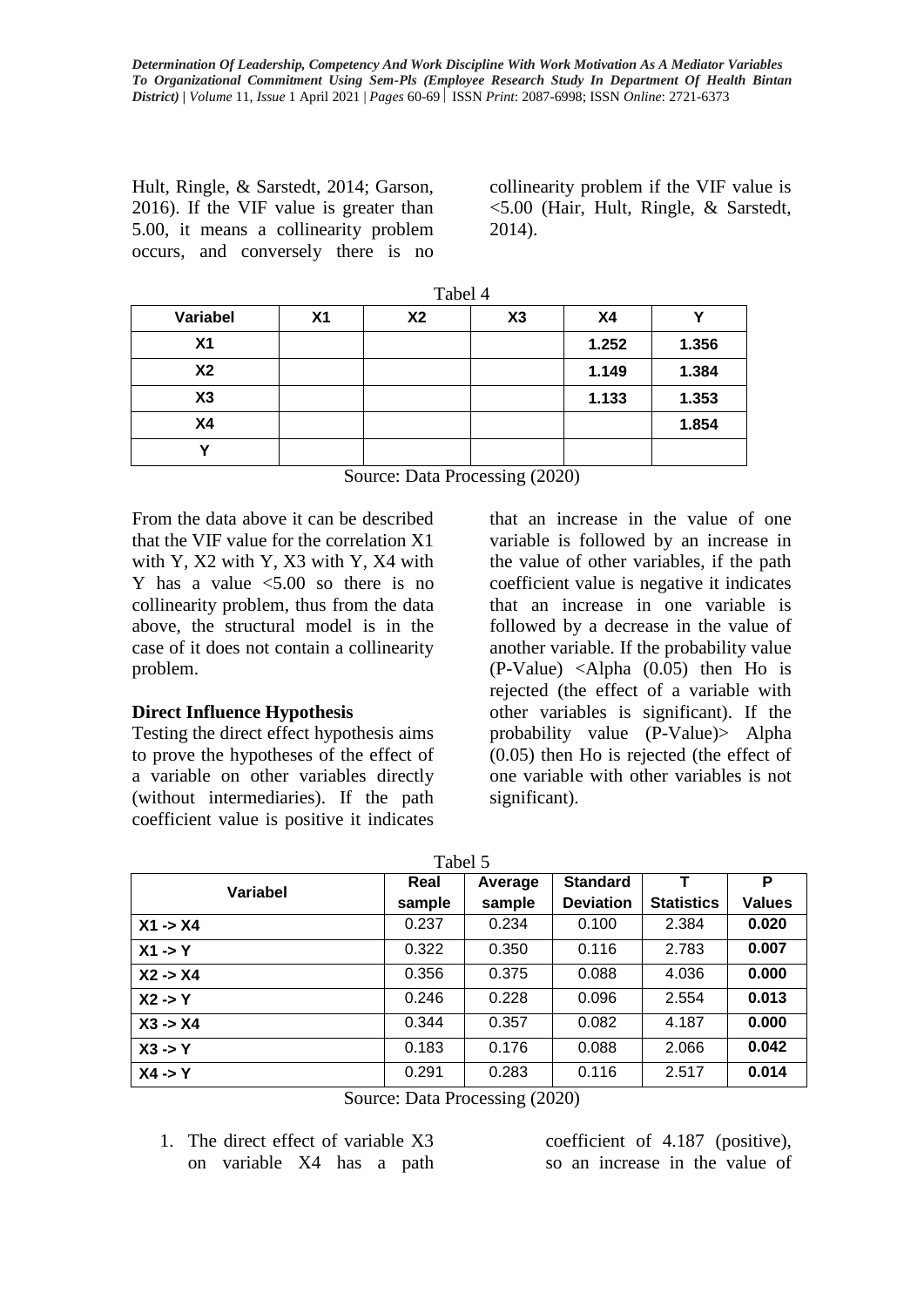Hult, Ringle, & Sarstedt, 2014; Garson, 2016). If the VIF value is greater than 5.00, it means a collinearity problem occurs, and conversely there is no collinearity problem if the VIF value is <5.00 (Hair, Hult, Ringle, & Sarstedt, 2014).

Tabel 4

| Variabel | X1 | X2 | X3 | X4 | Y |
|---|---|---|---|---|---|
| X1 | | | | 1.252 | 1.356 |
| X2 | | | | 1.149 | 1.384 |
| X3 | | | | 1.133 | 1.353 |
| X4 | | | | | 1.854 |
| Y | | | | | |

Source: Data Processing (2020)

From the data above it can be described that the VIF value for the correlation X1 with Y, X2 with Y, X3 with Y, X4 with Y has a value <5.00 so there is no collinearity problem, thus from the data above, the structural model is in the case of it does not contain a collinearity problem.

**Direct Influence Hypothesis**

Testing the direct effect hypothesis aims to prove the hypotheses of the effect of a variable on other variables directly (without intermediaries). If the path coefficient value is positive it indicates that an increase in the value of one variable is followed by an increase in the value of other variables, if the path coefficient value is negative it indicates that an increase in one variable is followed by a decrease in the value of another variable. If the probability value (P-Value) <Alpha (0.05) then Ho is rejected (the effect of a variable with other variables is significant). If the probability value (P-Value)> Alpha (0.05) then Ho is rejected (the effect of one variable with other variables is not significant).

Tabel 5

| Variabel | Real sample | Average sample | Standard Deviation | T Statistics | P Values |
|---|---|---|---|---|---|
| X1 -> X4 | 0.237 | 0.234 | 0.100 | 2.384 | **0.020** |
| X1 -> Y | 0.322 | 0.350 | 0.116 | 2.783 | **0.007** |
| X2 -> X4 | 0.356 | 0.375 | 0.088 | 4.036 | **0.000** |
| X2 -> Y | 0.246 | 0.228 | 0.096 | 2.554 | **0.013** |
| X3 -> X4 | 0.344 | 0.357 | 0.082 | 4.187 | **0.000** |
| X3 -> Y | 0.183 | 0.176 | 0.088 | 2.066 | **0.042** |
| X4 -> Y | 0.291 | 0.283 | 0.116 | 2.517 | **0.014** |

Source: Data Processing (2020)

1. The direct effect of variable X3 on variable X4 has a path coefficient of 4.187 (positive), so an increase in the value of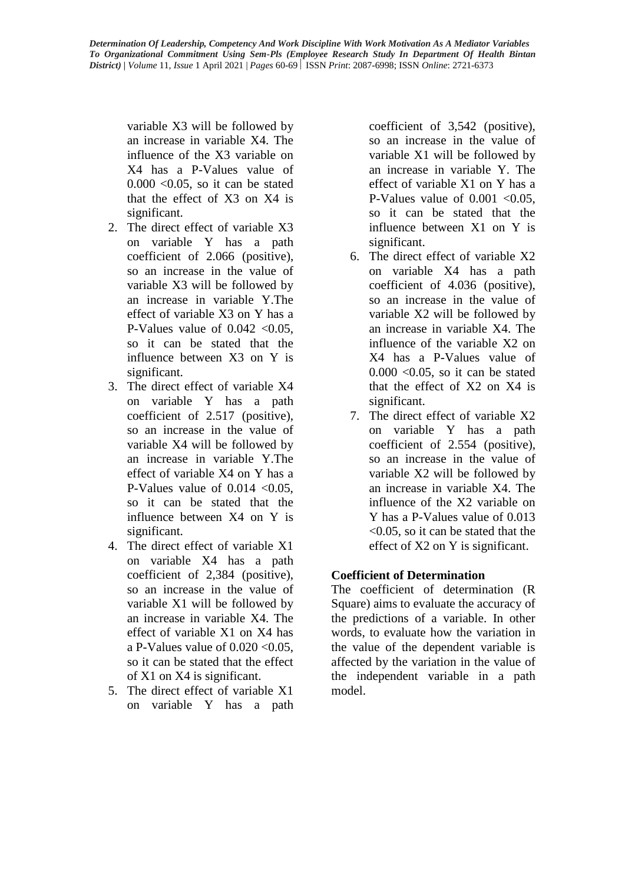variable X3 will be followed by an increase in variable X4. The influence of the X3 variable on X4 has a P-Values value of 0.000 <0.05, so it can be stated that the effect of X3 on X4 is significant.

2. The direct effect of variable X3 on variable Y has a path coefficient of 2.066 (positive), so an increase in the value of variable X3 will be followed by an increase in variable Y.The effect of variable X3 on Y has a P-Values value of 0.042 <0.05, so it can be stated that the influence between X3 on Y is significant.
3. The direct effect of variable X4 on variable Y has a path coefficient of 2.517 (positive), so an increase in the value of variable X4 will be followed by an increase in variable Y.The effect of variable X4 on Y has a P-Values value of 0.014 <0.05, so it can be stated that the influence between X4 on Y is significant.
4. The direct effect of variable X1 on variable X4 has a path coefficient of 2,384 (positive), so an increase in the value of variable X1 will be followed by an increase in variable X4. The effect of variable X1 on X4 has a P-Values value of 0.020 <0.05, so it can be stated that the effect of X1 on X4 is significant.
5. The direct effect of variable X1 on variable Y has a path coefficient of 3,542 (positive), so an increase in the value of variable X1 will be followed by an increase in variable Y. The effect of variable X1 on Y has a P-Values value of 0.001 <0.05, so it can be stated that the influence between X1 on Y is significant.
6. The direct effect of variable X2 on variable X4 has a path coefficient of 4.036 (positive), so an increase in the value of variable X2 will be followed by an increase in variable X4. The influence of the variable X2 on X4 has a P-Values value of 0.000 <0.05, so it can be stated that the effect of X2 on X4 is significant.
7. The direct effect of variable X2 on variable Y has a path coefficient of 2.554 (positive), so an increase in the value of variable X2 will be followed by an increase in variable X4. The influence of the X2 variable on Y has a P-Values value of 0.013 <0.05, so it can be stated that the effect of X2 on Y is significant.

**Coefficient of Determination**

The coefficient of determination (R Square) aims to evaluate the accuracy of the predictions of a variable. In other words, to evaluate how the variation in the value of the dependent variable is affected by the variation in the value of the independent variable in a path model.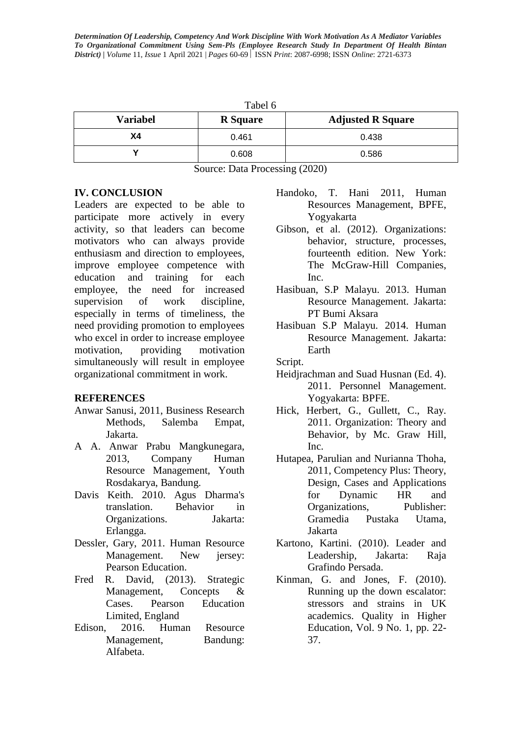Tabel 6

| Variabel | R Square | Adjusted R Square |
|---|---|---|
| X4 | 0.461 | 0.438 |
| Y | 0.608 | 0.586 |

Source: Data Processing (2020)

## IV. CONCLUSION

Leaders are expected to be able to participate more actively in every activity, so that leaders can become motivators who can always provide enthusiasm and direction to employees, improve employee competence with education and training for each employee, the need for increased supervision of work discipline, especially in terms of timeliness, the need providing promotion to employees who excel in order to increase employee motivation, providing motivation simultaneously will result in employee organizational commitment in work.

## REFERENCES

Anwar Sanusi, 2011, Business Research Methods, Salemba Empat, Jakarta.

A A. Anwar Prabu Mangkunegara, 2013, Company Human Resource Management, Youth Rosdakarya, Bandung.

Davis Keith. 2010. Agus Dharma's translation. Behavior in Organizations. Jakarta: Erlangga.

Dessler, Gary, 2011. Human Resource Management. New jersey: Pearson Education.

Fred R. David, (2013). Strategic Management, Concepts & Cases. Pearson Education Limited, England

Edison, 2016. Human Resource Management, Bandung: Alfabeta.

Handoko, T. Hani 2011, Human Resources Management, BPFE, Yogyakarta

Gibson, et al. (2012). Organizations: behavior, structure, processes, fourteenth edition. New York: The McGraw-Hill Companies, Inc.

Hasibuan, S.P Malayu. 2013. Human Resource Management. Jakarta: PT Bumi Aksara

Hasibuan S.P Malayu. 2014. Human Resource Management. Jakarta: Earth

Script.

Heidjrachman and Suad Husnan (Ed. 4). 2011. Personnel Management. Yogyakarta: BPFE.

Hick, Herbert, G., Gullett, C., Ray. 2011. Organization: Theory and Behavior, by Mc. Graw Hill, Inc.

Hutapea, Parulian and Nurianna Thoha, 2011, Competency Plus: Theory, Design, Cases and Applications for Dynamic HR and Organizations, Publisher: Gramedia Pustaka Utama, Jakarta

Kartono, Kartini. (2010). Leader and Leadership, Jakarta: Raja Grafindo Persada.

Kinman, G. and Jones, F. (2010). Running up the down escalator: stressors and strains in UK academics. Quality in Higher Education, Vol. 9 No. 1, pp. 22-37.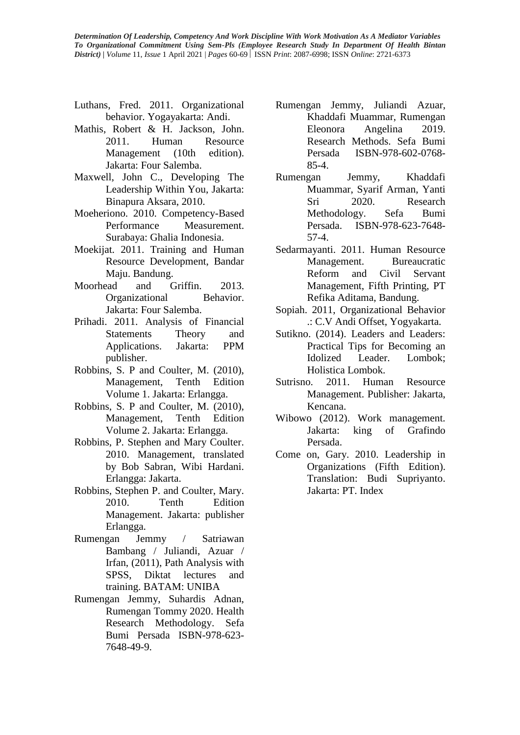Luthans, Fred. 2011. Organizational behavior. Yogayakarta: Andi.

Mathis, Robert & H. Jackson, John. 2011. Human Resource Management (10th edition). Jakarta: Four Salemba.

Maxwell, John C., Developing The Leadership Within You, Jakarta: Binapura Aksara, 2010.

Moeheriono. 2010. Competency-Based Performance Measurement. Surabaya: Ghalia Indonesia.

Moekijat. 2011. Training and Human Resource Development, Bandar Maju. Bandung.

Moorhead and Griffin. 2013. Organizational Behavior. Jakarta: Four Salemba.

Prihadi. 2011. Analysis of Financial Statements Theory and Applications. Jakarta: PPM publisher.

Robbins, S. P and Coulter, M. (2010), Management, Tenth Edition Volume 1. Jakarta: Erlangga.

Robbins, S. P and Coulter, M. (2010), Management, Tenth Edition Volume 2. Jakarta: Erlangga.

Robbins, P. Stephen and Mary Coulter. 2010. Management, translated by Bob Sabran, Wibi Hardani. Erlangga: Jakarta.

Robbins, Stephen P. and Coulter, Mary. 2010. Tenth Edition Management. Jakarta: publisher Erlangga.

Rumengan Jemmy / Satriawan Bambang / Juliandi, Azuar / Irfan, (2011), Path Analysis with SPSS, Diktat lectures and training. BATAM: UNIBA

Rumengan Jemmy, Suhardis Adnan, Rumengan Tommy 2020. Health Research Methodology. Sefa Bumi Persada ISBN-978-623-7648-49-9.

Rumengan Jemmy, Juliandi Azuar, Khaddafi Muammar, Rumengan Eleonora Angelina 2019. Research Methods. Sefa Bumi Persada ISBN-978-602-0768-85-4.

Rumengan Jemmy, Khaddafi Muammar, Syarif Arman, Yanti Sri 2020. Research Methodology. Sefa Bumi Persada. ISBN-978-623-7648-57-4.

Sedarmayanti. 2011. Human Resource Management. Bureaucratic Reform and Civil Servant Management, Fifth Printing, PT Refika Aditama, Bandung.

Sopiah. 2011, Organizational Behavior .: C.V Andi Offset, Yogyakarta.

Sutikno. (2014). Leaders and Leaders: Practical Tips for Becoming an Idolized Leader. Lombok; Holistica Lombok.

Sutrisno. 2011. Human Resource Management. Publisher: Jakarta, Kencana.

Wibowo (2012). Work management. Jakarta: king of Grafindo Persada.

Come on, Gary. 2010. Leadership in Organizations (Fifth Edition). Translation: Budi Supriyanto. Jakarta: PT. Index